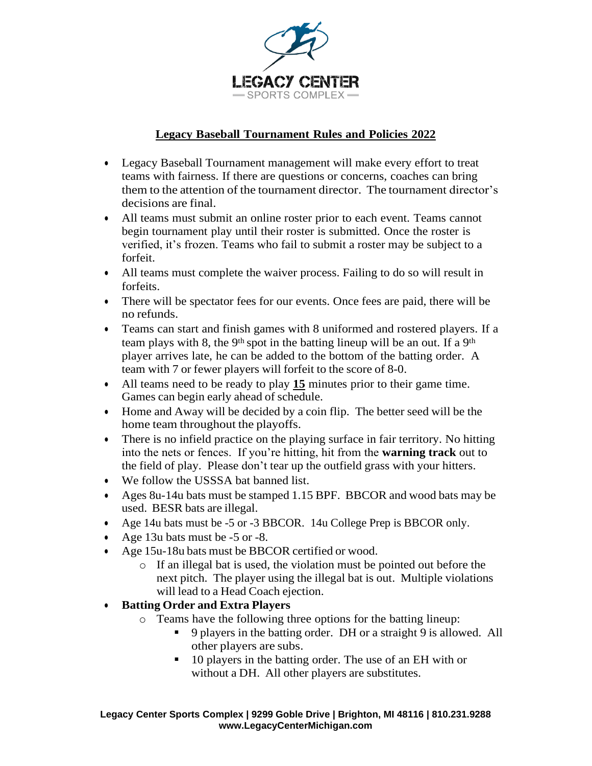# Legacy Baseball Tournament Rules and Policies 2022

- Legacy Baseball Tournament management will make every effort to treat teams with fairness. If there are questions or concerns, coaches can bring them to the attention of the tournament director. The tournament director's decisions are final.
- All teams must submit an online roster prior to each event. Teams cannot begin tournament play until their roster is submitted. Once the roster is verified, it's frozen. Teams who fail to submit a roster may be subject to a forfeit.
- All teams must complete the waiver process. Failing to do so will result in forfeits.
- There will be spectator fees for our events. Once fees are paid, there will be no refunds.
- Teams can start and finish games with 8 uniformed and rostered players. If a team plays with 8, the 9th spot in the batting lineup will be an out. If a 9th player arrives late, he can be added to the bottom of the batting order. A team with 7 or fewer players will forfeit to the score of 8-0.
- All teams need to be ready to play **15** minutes prior to their game time. Games can begin early ahead of schedule.
- Home and Away will be decided by a coin flip. The better seed will be the home team throughout the playoffs.
- There is no infield practice on the playing surface in fair territory. No hitting into the nets or fences. If you're hitting, hit from the **warning track** out to the field of play. Please don't tear up the outfield grass with your hitters.
- We follow the USSSA bat banned list.
- Ages 8u-14u bats must be stamped 1.15 BPF. BBCOR and wood bats may be used. BESR bats are illegal.
- Age 14u bats must be -5 or -3 BBCOR. 14u College Prep is BBCOR only.
- Age 13u bats must be -5 or -8.
- Age 15u-18u bats must be BBCOR certified or wood.
  - If an illegal bat is used, the violation must be pointed out before the next pitch. The player using the illegal bat is out. Multiple violations will lead to a Head Coach ejection.
- **Batting Order and Extra Players**
  - Teams have the following three options for the batting lineup:
    - 9 players in the batting order. DH or a straight 9 is allowed. All other players are subs.
    - 10 players in the batting order. The use of an EH with or without a DH. All other players are substitutes.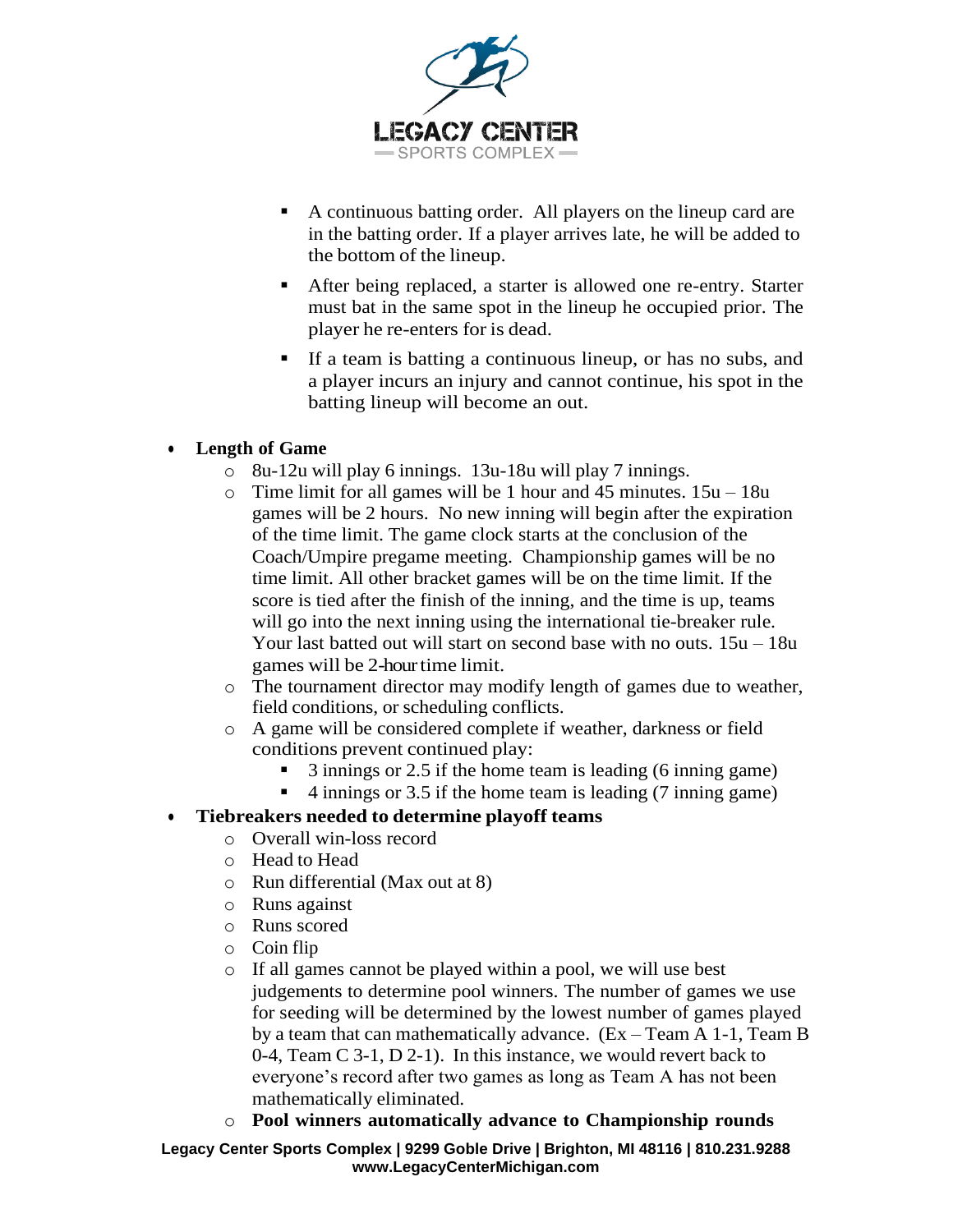- A continuous batting order. All players on the lineup card are in the batting order. If a player arrives late, he will be added to the bottom of the lineup.
   - After being replaced, a starter is allowed one re-entry. Starter must bat in the same spot in the lineup he occupied prior. The player he re-enters for is dead.
   - If a team is batting a continuous lineup, or has no subs, and a player incurs an injury and cannot continue, his spot in the batting lineup will become an out.

- **Length of Game**
  - 8u-12u will play 6 innings. 13u-18u will play 7 innings.
  - Time limit for all games will be 1 hour and 45 minutes. 15u – 18u games will be 2 hours. No new inning will begin after the expiration of the time limit. The game clock starts at the conclusion of the Coach/Umpire pregame meeting. Championship games will be no time limit. All other bracket games will be on the time limit. If the score is tied after the finish of the inning, and the time is up, teams will go into the next inning using the international tie-breaker rule. Your last batted out will start on second base with no outs. 15u – 18u games will be 2-hour time limit.
  - The tournament director may modify length of games due to weather, field conditions, or scheduling conflicts.
  - A game will be considered complete if weather, darkness or field conditions prevent continued play:
    - 3 innings or 2.5 if the home team is leading (6 inning game)
    - 4 innings or 3.5 if the home team is leading (7 inning game)
- **Tiebreakers needed to determine playoff teams**
  - Overall win-loss record
  - Head to Head
  - Run differential (Max out at 8)
  - Runs against
  - Runs scored
  - Coin flip
  - If all games cannot be played within a pool, we will use best judgements to determine pool winners. The number of games we use for seeding will be determined by the lowest number of games played by a team that can mathematically advance. (Ex – Team A 1-1, Team B 0-4, Team C 3-1, D 2-1). In this instance, we would revert back to everyone's record after two games as long as Team A has not been mathematically eliminated.
  - **Pool winners automatically advance to Championship rounds**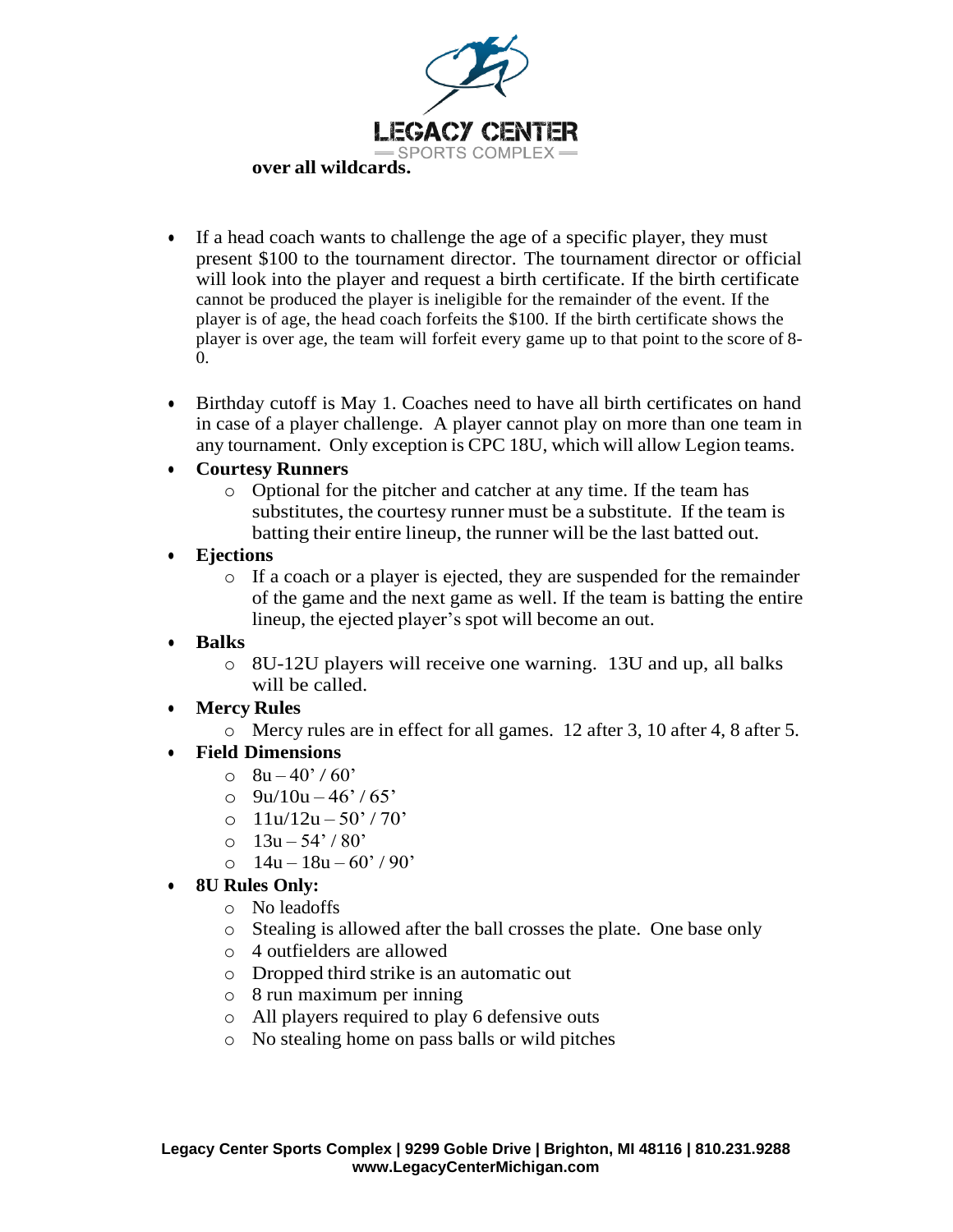**over all wildcards.**

- If a head coach wants to challenge the age of a specific player, they must present $100 to the tournament director. The tournament director or official will look into the player and request a birth certificate. If the birth certificate cannot be produced the player is ineligible for the remainder of the event. If the player is of age, the head coach forfeits the $100. If the birth certificate shows the player is over age, the team will forfeit every game up to that point to the score of 8-0.

- Birthday cutoff is May 1. Coaches need to have all birth certificates on hand in case of a player challenge. A player cannot play on more than one team in any tournament. Only exception is CPC 18U, which will allow Legion teams.
- **Courtesy Runners**
  - Optional for the pitcher and catcher at any time. If the team has substitutes, the courtesy runner must be a substitute. If the team is batting their entire lineup, the runner will be the last batted out.
- **Ejections**
  - If a coach or a player is ejected, they are suspended for the remainder of the game and the next game as well. If the team is batting the entire lineup, the ejected player's spot will become an out.
- **Balks**
  - 8U-12U players will receive one warning. 13U and up, all balks will be called.
- **Mercy Rules**
  - Mercy rules are in effect for all games. 12 after 3, 10 after 4, 8 after 5.
- **Field Dimensions**
  - 8u – 40' / 60'
  - 9u/10u – 46' / 65'
  - 11u/12u – 50' / 70'
  - 13u – 54' / 80'
  - 14u – 18u – 60' / 90'
- **8U Rules Only:**
  - No leadoffs
  - Stealing is allowed after the ball crosses the plate. One base only
  - 4 outfielders are allowed
  - Dropped third strike is an automatic out
  - 8 run maximum per inning
  - All players required to play 6 defensive outs
  - No stealing home on pass balls or wild pitches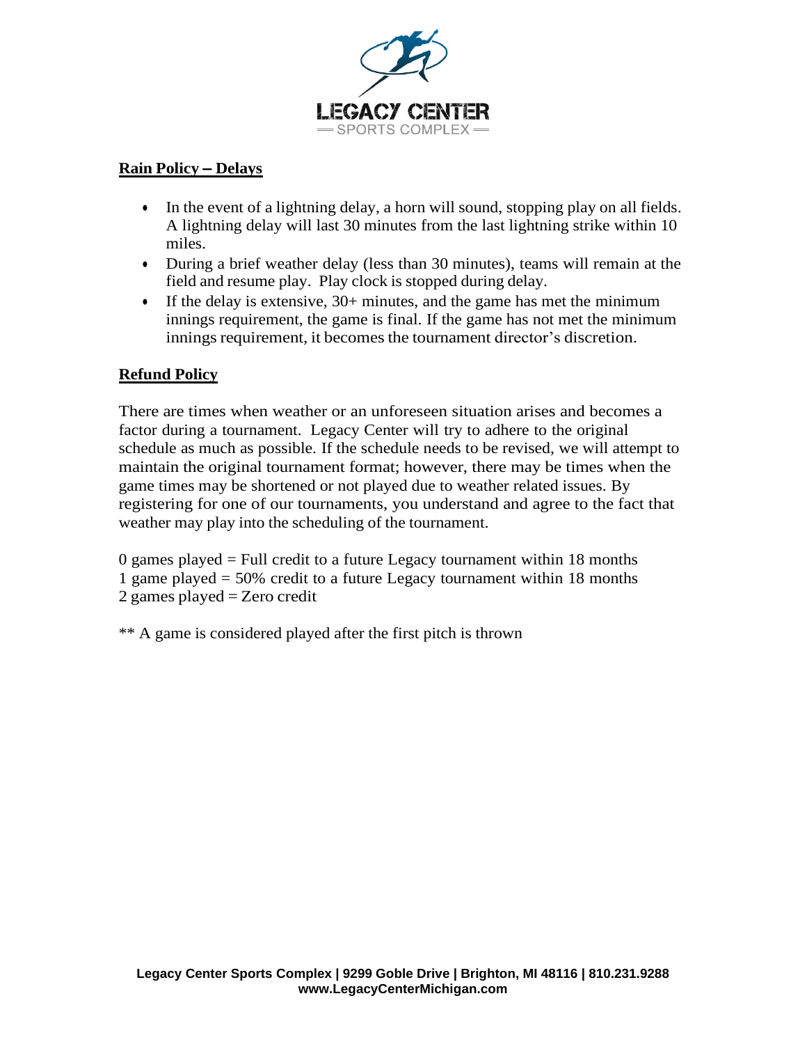LEGACY CENTER

SPORTS COMPLEX

**Rain Policy – Delays**

- In the event of a lightning delay, a horn will sound, stopping play on all fields. A lightning delay will last 30 minutes from the last lightning strike within 10 miles.
- During a brief weather delay (less than 30 minutes), teams will remain at the field and resume play. Play clock is stopped during delay.
- If the delay is extensive, 30+ minutes, and the game has met the minimum innings requirement, the game is final. If the game has not met the minimum innings requirement, it becomes the tournament director's discretion.

**Refund Policy**

There are times when weather or an unforeseen situation arises and becomes a factor during a tournament. Legacy Center will try to adhere to the original schedule as much as possible. If the schedule needs to be revised, we will attempt to maintain the original tournament format; however, there may be times when the game times may be shortened or not played due to weather related issues. By registering for one of our tournaments, you understand and agree to the fact that weather may play into the scheduling of the tournament.

0 games played = Full credit to a future Legacy tournament within 18 months
1 game played = 50% credit to a future Legacy tournament within 18 months
2 games played = Zero credit

** A game is considered played after the first pitch is thrown

**Legacy Center Sports Complex | 9299 Goble Drive | Brighton, MI 48116 | 810.231.9288**
**www.LegacyCenterMichigan.com**